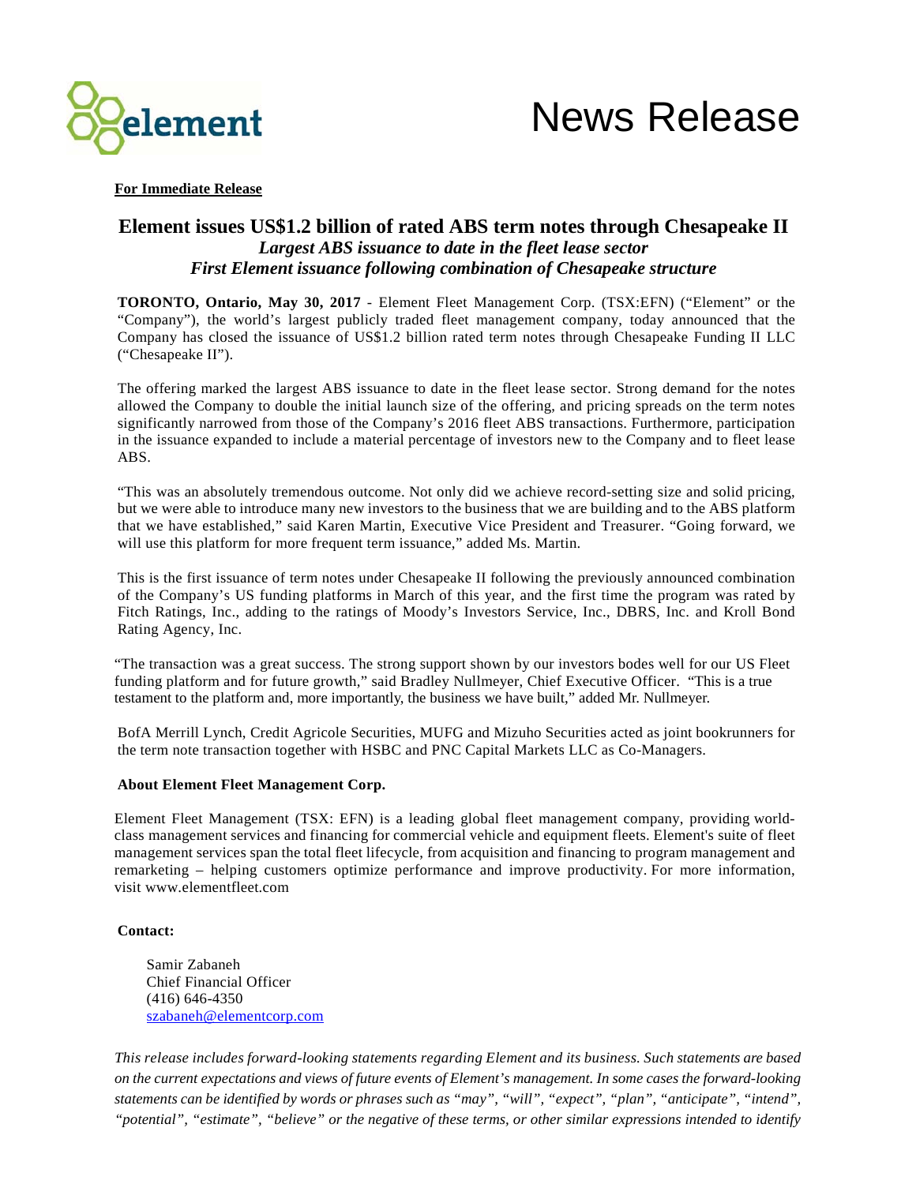# News Release

**For Immediate Release**

## Element issues US$1.2 billion of rated ABS term notes through Chesapeake II

### *Largest ABS issuance to date in the fleet lease sector*

### *First Element issuance following combination of Chesapeake structure*

**TORONTO, Ontario, May 30, 2017** - Element Fleet Management Corp. (TSX:EFN) ("Element" or the "Company"), the world's largest publicly traded fleet management company, today announced that the Company has closed the issuance of US$1.2 billion rated term notes through Chesapeake Funding II LLC ("Chesapeake II").

The offering marked the largest ABS issuance to date in the fleet lease sector. Strong demand for the notes allowed the Company to double the initial launch size of the offering, and pricing spreads on the term notes significantly narrowed from those of the Company's 2016 fleet ABS transactions. Furthermore, participation in the issuance expanded to include a material percentage of investors new to the Company and to fleet lease ABS.

"This was an absolutely tremendous outcome. Not only did we achieve record-setting size and solid pricing, but we were able to introduce many new investors to the business that we are building and to the ABS platform that we have established," said Karen Martin, Executive Vice President and Treasurer. "Going forward, we will use this platform for more frequent term issuance," added Ms. Martin.

This is the first issuance of term notes under Chesapeake II following the previously announced combination of the Company's US funding platforms in March of this year, and the first time the program was rated by Fitch Ratings, Inc., adding to the ratings of Moody's Investors Service, Inc., DBRS, Inc. and Kroll Bond Rating Agency, Inc.

"The transaction was a great success. The strong support shown by our investors bodes well for our US Fleet funding platform and for future growth," said Bradley Nullmeyer, Chief Executive Officer. "This is a true testament to the platform and, more importantly, the business we have built," added Mr. Nullmeyer.

BofA Merrill Lynch, Credit Agricole Securities, MUFG and Mizuho Securities acted as joint bookrunners for the term note transaction together with HSBC and PNC Capital Markets LLC as Co-Managers.

**About Element Fleet Management Corp.**

Element Fleet Management (TSX: EFN) is a leading global fleet management company, providing world-class management services and financing for commercial vehicle and equipment fleets. Element's suite of fleet management services span the total fleet lifecycle, from acquisition and financing to program management and remarketing – helping customers optimize performance and improve productivity. For more information, visit www.elementfleet.com

**Contact:**

Samir Zabaneh
Chief Financial Officer
(416) 646-4350
szabaneh@elementcorp.com

*This release includes forward-looking statements regarding Element and its business. Such statements are based on the current expectations and views of future events of Element's management. In some cases the forward-looking statements can be identified by words or phrases such as "may", "will", "expect", "plan", "anticipate", "intend", "potential", "estimate", "believe" or the negative of these terms, or other similar expressions intended to identify*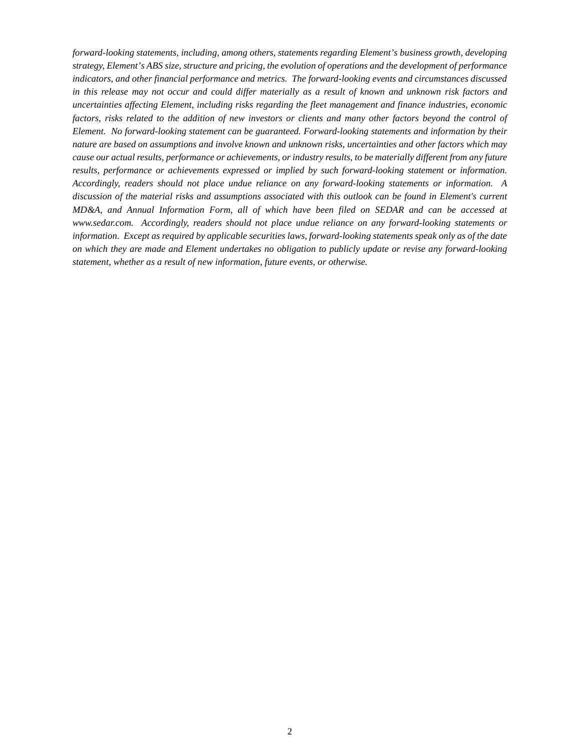*forward-looking statements, including, among others, statements regarding Element's business growth, developing strategy, Element's ABS size, structure and pricing, the evolution of operations and the development of performance indicators, and other financial performance and metrics. The forward-looking events and circumstances discussed in this release may not occur and could differ materially as a result of known and unknown risk factors and uncertainties affecting Element, including risks regarding the fleet management and finance industries, economic factors, risks related to the addition of new investors or clients and many other factors beyond the control of Element. No forward-looking statement can be guaranteed. Forward-looking statements and information by their nature are based on assumptions and involve known and unknown risks, uncertainties and other factors which may cause our actual results, performance or achievements, or industry results, to be materially different from any future results, performance or achievements expressed or implied by such forward-looking statement or information. Accordingly, readers should not place undue reliance on any forward-looking statements or information. A discussion of the material risks and assumptions associated with this outlook can be found in Element's current MD&A, and Annual Information Form, all of which have been filed on SEDAR and can be accessed at www.sedar.com. Accordingly, readers should not place undue reliance on any forward-looking statements or information. Except as required by applicable securities laws, forward-looking statements speak only as of the date on which they are made and Element undertakes no obligation to publicly update or revise any forward-looking statement, whether as a result of new information, future events, or otherwise.*